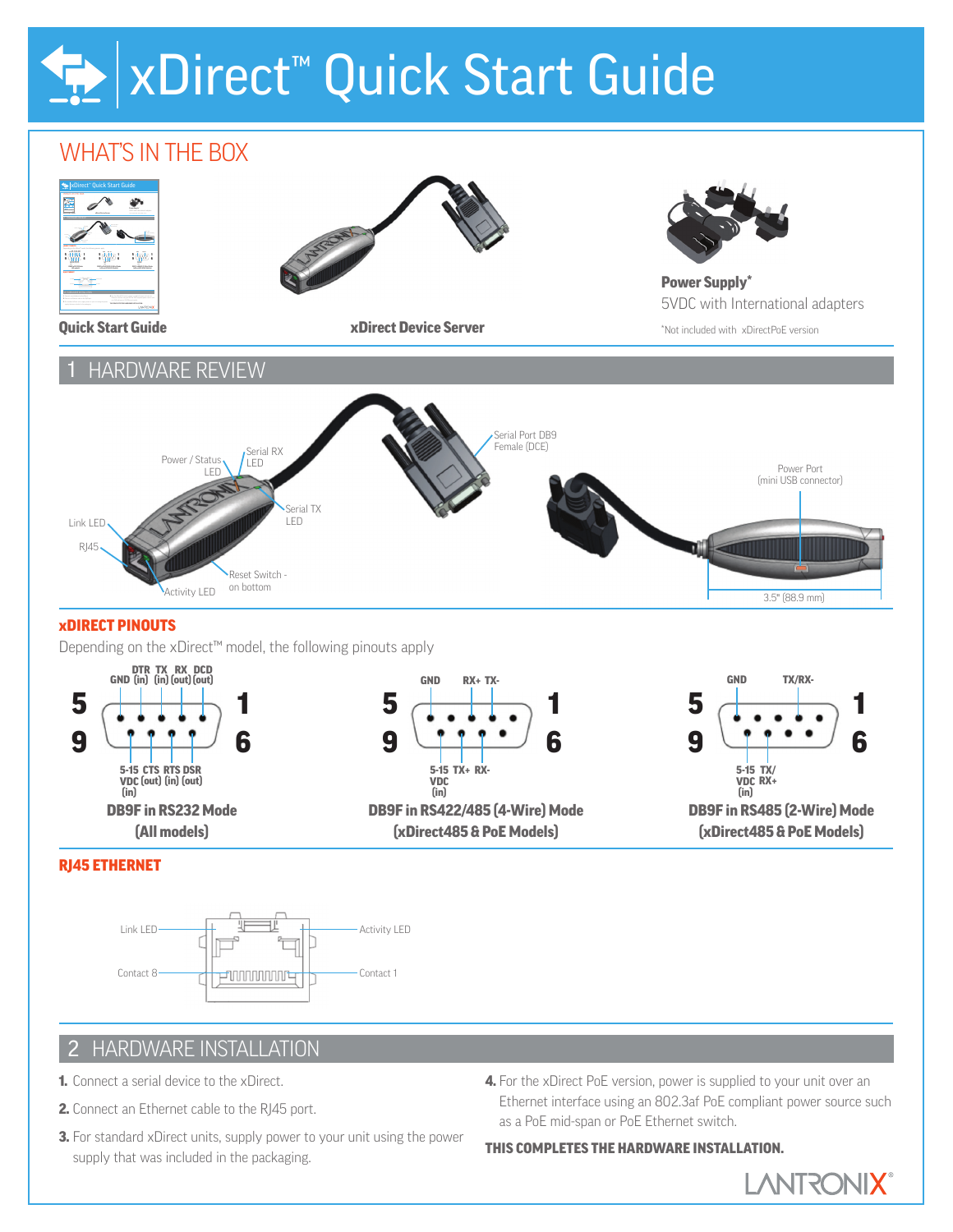# xDirect™ Quick Start Guide

## WHAT'S IN THE BOX

**Quick Start Guide**

**xDirect Device Server**

**Power Supply***

5VDC with International adapters

*Not included with xDirectPoE version

## 1 HARDWARE REVIEW

Power / Status LED

Serial RX LED

Serial Port DB9 Female (DCE)

Link LED

RJ45

Serial TX LED

Reset Switch - on bottom

Activity LED

Power Port (mini USB connector)

3.5" (88.9 mm)

### xDIRECT PINOUTS

Depending on the xDirect™ model, the following pinouts apply

**DB9F in RS232 Mode (All models)**

Pins 1–5: DCD (out), RX (out), TX (in), DTR (in), GND; Pins 6–9: DSR (out), RTS (in), CTS (out), 5-15 VDC (in)

**DB9F in RS422/485 (4-Wire) Mode (xDirect485 & PoE Models)**

GND, RX+, TX-; 5-15 VDC (in), TX+, RX-

**DB9F in RS485 (2-Wire) Mode (xDirect485 & PoE Models)**

GND, TX/RX-; 5-15 VDC (in), TX/RX+

### RJ45 ETHERNET

Link LED

Activity LED

Contact 8

Contact 1

## 2 HARDWARE INSTALLATION

1. Connect a serial device to the xDirect.
2. Connect an Ethernet cable to the RJ45 port.
3. For standard xDirect units, supply power to your unit using the power supply that was included in the packaging.
4. For the xDirect PoE version, power is supplied to your unit over an Ethernet interface using an 802.3af PoE compliant power source such as a PoE mid-span or PoE Ethernet switch.

**THIS COMPLETES THE HARDWARE INSTALLATION.**

LANTRONIX®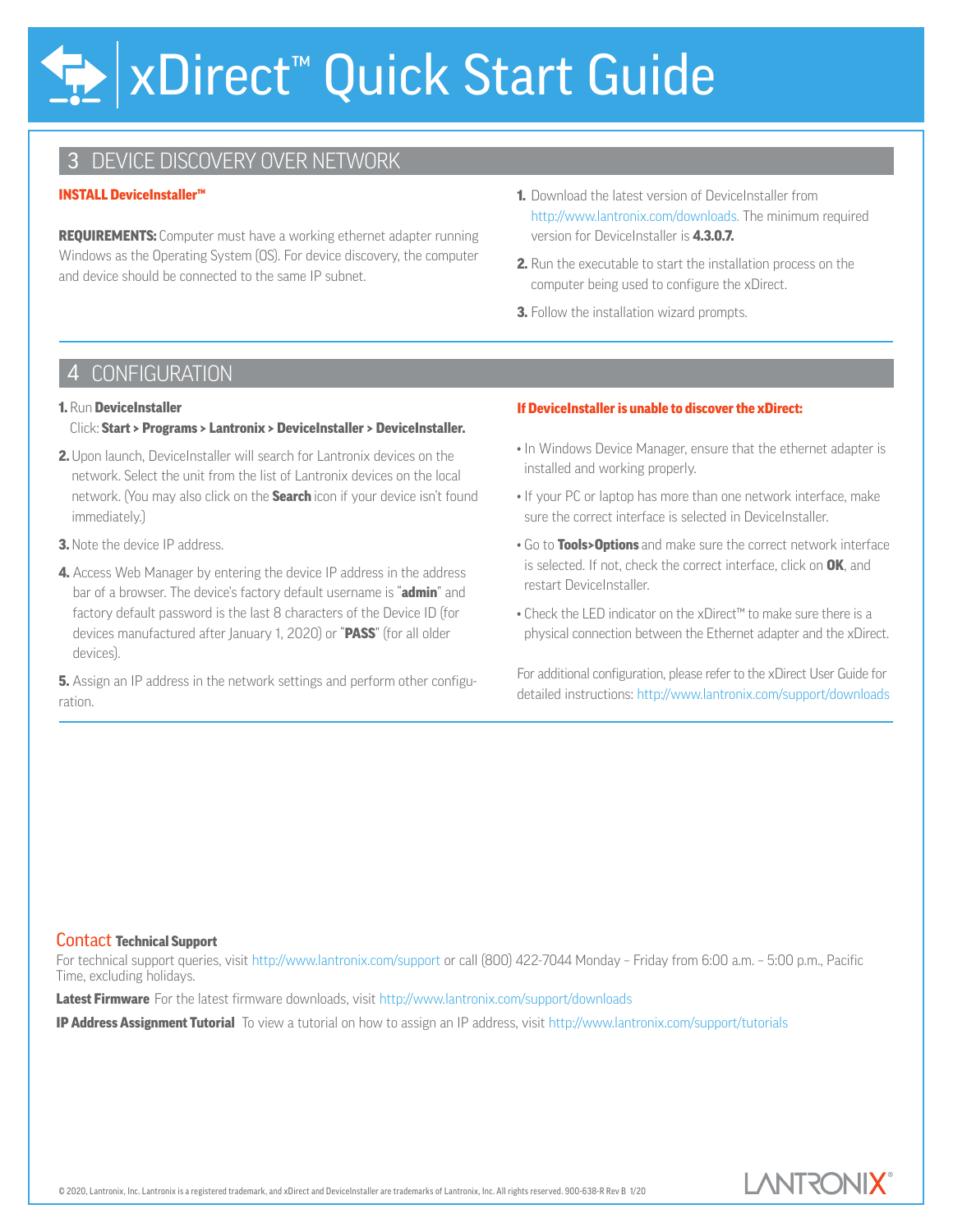# xDirect™ Quick Start Guide

## 3 DEVICE DISCOVERY OVER NETWORK

**INSTALL DeviceInstaller™**

**REQUIREMENTS:** Computer must have a working ethernet adapter running Windows as the Operating System (OS). For device discovery, the computer and device should be connected to the same IP subnet.

1. Download the latest version of DeviceInstaller from http://www.lantronix.com/downloads. The minimum required version for DeviceInstaller is **4.3.0.7.**
2. Run the executable to start the installation process on the computer being used to configure the xDirect.
3. Follow the installation wizard prompts.

## 4 CONFIGURATION

1. Run **DeviceInstaller**
   Click: **Start > Programs > Lantronix > DeviceInstaller > DeviceInstaller.**
2. Upon launch, DeviceInstaller will search for Lantronix devices on the network. Select the unit from the list of Lantronix devices on the local network. (You may also click on the **Search** icon if your device isn't found immediately.)
3. Note the device IP address.
4. Access Web Manager by entering the device IP address in the address bar of a browser. The device's factory default username is "**admin**" and factory default password is the last 8 characters of the Device ID (for devices manufactured after January 1, 2020) or "**PASS**" (for all older devices).
5. Assign an IP address in the network settings and perform other configuration.

**If DeviceInstaller is unable to discover the xDirect:**

- In Windows Device Manager, ensure that the ethernet adapter is installed and working properly.
- If your PC or laptop has more than one network interface, make sure the correct interface is selected in DeviceInstaller.
- Go to **Tools>Options** and make sure the correct network interface is selected. If not, check the correct interface, click on **OK**, and restart DeviceInstaller.
- Check the LED indicator on the xDirect™ to make sure there is a physical connection between the Ethernet adapter and the xDirect.

For additional configuration, please refer to the xDirect User Guide for detailed instructions: http://www.lantronix.com/support/downloads

## Contact **Technical Support**

For technical support queries, visit http://www.lantronix.com/support or call (800) 422-7044 Monday – Friday from 6:00 a.m. – 5:00 p.m., Pacific Time, excluding holidays.

**Latest Firmware** For the latest firmware downloads, visit http://www.lantronix.com/support/downloads

**IP Address Assignment Tutorial** To view a tutorial on how to assign an IP address, visit http://www.lantronix.com/support/tutorials

© 2020, Lantronix, Inc. Lantronix is a registered trademark, and xDirect and DeviceInstaller are trademarks of Lantronix, Inc. All rights reserved. 900-638-R Rev B 1/20

LANTRONIX®